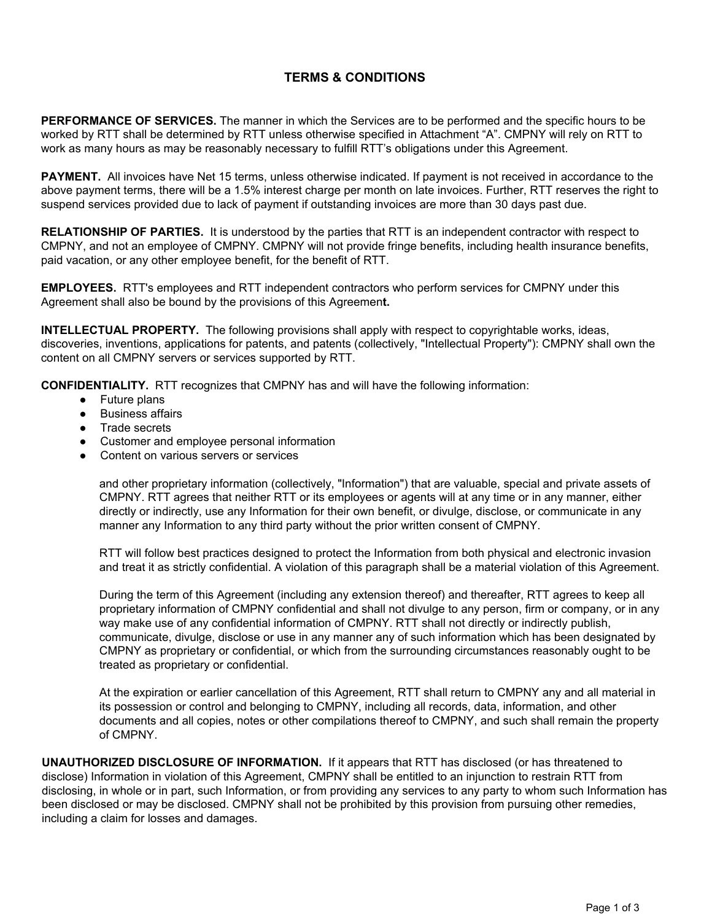# TERMS & CONDITIONS

**PERFORMANCE OF SERVICES.** The manner in which the Services are to be performed and the specific hours to be worked by RTT shall be determined by RTT unless otherwise specified in Attachment "A". CMPNY will rely on RTT to work as many hours as may be reasonably necessary to fulfill RTT's obligations under this Agreement.

**PAYMENT.** All invoices have Net 15 terms, unless otherwise indicated. If payment is not received in accordance to the above payment terms, there will be a 1.5% interest charge per month on late invoices. Further, RTT reserves the right to suspend services provided due to lack of payment if outstanding invoices are more than 30 days past due.

**RELATIONSHIP OF PARTIES.** It is understood by the parties that RTT is an independent contractor with respect to CMPNY, and not an employee of CMPNY. CMPNY will not provide fringe benefits, including health insurance benefits, paid vacation, or any other employee benefit, for the benefit of RTT.

**EMPLOYEES.** RTT's employees and RTT independent contractors who perform services for CMPNY under this Agreement shall also be bound by the provisions of this Agreement.

**INTELLECTUAL PROPERTY.** The following provisions shall apply with respect to copyrightable works, ideas, discoveries, inventions, applications for patents, and patents (collectively, "Intellectual Property"): CMPNY shall own the content on all CMPNY servers or services supported by RTT.

**CONFIDENTIALITY.** RTT recognizes that CMPNY has and will have the following information:

- Future plans
- Business affairs
- Trade secrets
- Customer and employee personal information
- Content on various servers or services

and other proprietary information (collectively, "Information") that are valuable, special and private assets of CMPNY. RTT agrees that neither RTT or its employees or agents will at any time or in any manner, either directly or indirectly, use any Information for their own benefit, or divulge, disclose, or communicate in any manner any Information to any third party without the prior written consent of CMPNY.

RTT will follow best practices designed to protect the Information from both physical and electronic invasion and treat it as strictly confidential. A violation of this paragraph shall be a material violation of this Agreement.

During the term of this Agreement (including any extension thereof) and thereafter, RTT agrees to keep all proprietary information of CMPNY confidential and shall not divulge to any person, firm or company, or in any way make use of any confidential information of CMPNY. RTT shall not directly or indirectly publish, communicate, divulge, disclose or use in any manner any of such information which has been designated by CMPNY as proprietary or confidential, or which from the surrounding circumstances reasonably ought to be treated as proprietary or confidential.

At the expiration or earlier cancellation of this Agreement, RTT shall return to CMPNY any and all material in its possession or control and belonging to CMPNY, including all records, data, information, and other documents and all copies, notes or other compilations thereof to CMPNY, and such shall remain the property of CMPNY.

**UNAUTHORIZED DISCLOSURE OF INFORMATION.** If it appears that RTT has disclosed (or has threatened to disclose) Information in violation of this Agreement, CMPNY shall be entitled to an injunction to restrain RTT from disclosing, in whole or in part, such Information, or from providing any services to any party to whom such Information has been disclosed or may be disclosed. CMPNY shall not be prohibited by this provision from pursuing other remedies, including a claim for losses and damages.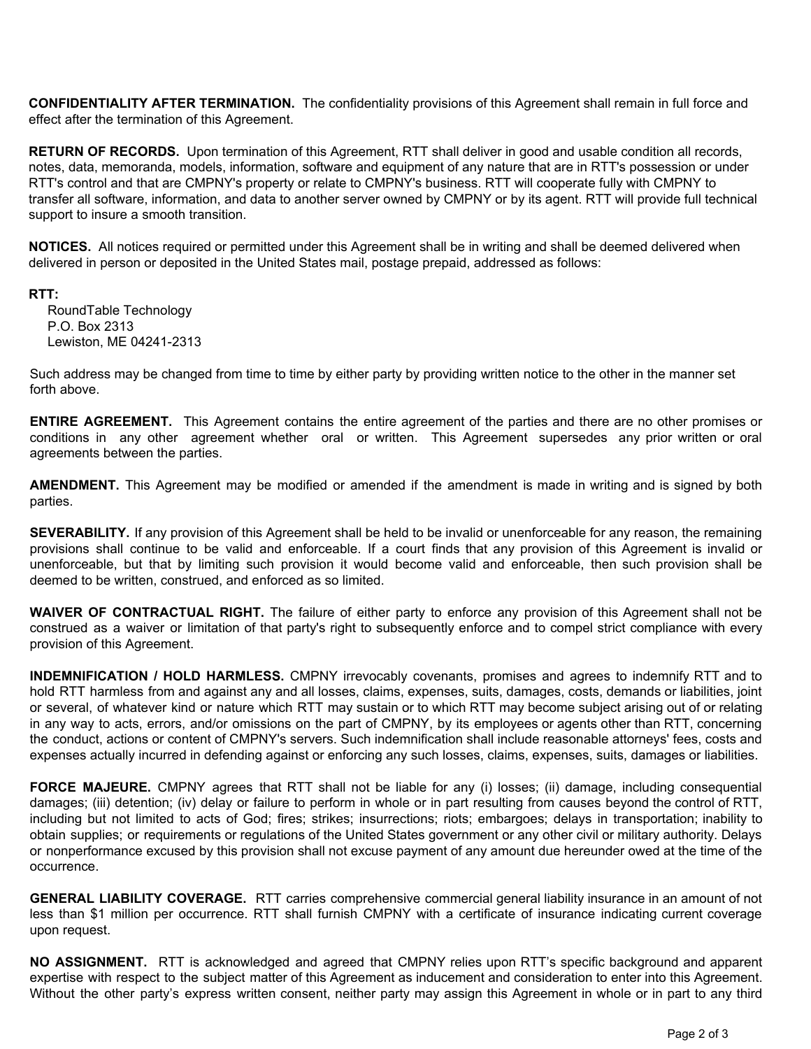**CONFIDENTIALITY AFTER TERMINATION.** The confidentiality provisions of this Agreement shall remain in full force and effect after the termination of this Agreement.

**RETURN OF RECORDS.** Upon termination of this Agreement, RTT shall deliver in good and usable condition all records, notes, data, memoranda, models, information, software and equipment of any nature that are in RTT's possession or under RTT's control and that are CMPNY's property or relate to CMPNY's business. RTT will cooperate fully with CMPNY to transfer all software, information, and data to another server owned by CMPNY or by its agent. RTT will provide full technical support to insure a smooth transition.

**NOTICES.** All notices required or permitted under this Agreement shall be in writing and shall be deemed delivered when delivered in person or deposited in the United States mail, postage prepaid, addressed as follows:

**RTT:**
RoundTable Technology
P.O. Box 2313
Lewiston, ME 04241-2313

Such address may be changed from time to time by either party by providing written notice to the other in the manner set forth above.

**ENTIRE AGREEMENT.** This Agreement contains the entire agreement of the parties and there are no other promises or conditions in any other agreement whether oral or written. This Agreement supersedes any prior written or oral agreements between the parties.

**AMENDMENT.** This Agreement may be modified or amended if the amendment is made in writing and is signed by both parties.

**SEVERABILITY.** If any provision of this Agreement shall be held to be invalid or unenforceable for any reason, the remaining provisions shall continue to be valid and enforceable. If a court finds that any provision of this Agreement is invalid or unenforceable, but that by limiting such provision it would become valid and enforceable, then such provision shall be deemed to be written, construed, and enforced as so limited.

**WAIVER OF CONTRACTUAL RIGHT.** The failure of either party to enforce any provision of this Agreement shall not be construed as a waiver or limitation of that party's right to subsequently enforce and to compel strict compliance with every provision of this Agreement.

**INDEMNIFICATION / HOLD HARMLESS.** CMPNY irrevocably covenants, promises and agrees to indemnify RTT and to hold RTT harmless from and against any and all losses, claims, expenses, suits, damages, costs, demands or liabilities, joint or several, of whatever kind or nature which RTT may sustain or to which RTT may become subject arising out of or relating in any way to acts, errors, and/or omissions on the part of CMPNY, by its employees or agents other than RTT, concerning the conduct, actions or content of CMPNY's servers. Such indemnification shall include reasonable attorneys' fees, costs and expenses actually incurred in defending against or enforcing any such losses, claims, expenses, suits, damages or liabilities.

**FORCE MAJEURE.** CMPNY agrees that RTT shall not be liable for any (i) losses; (ii) damage, including consequential damages; (iii) detention; (iv) delay or failure to perform in whole or in part resulting from causes beyond the control of RTT, including but not limited to acts of God; fires; strikes; insurrections; riots; embargoes; delays in transportation; inability to obtain supplies; or requirements or regulations of the United States government or any other civil or military authority. Delays or nonperformance excused by this provision shall not excuse payment of any amount due hereunder owed at the time of the occurrence.

**GENERAL LIABILITY COVERAGE.** RTT carries comprehensive commercial general liability insurance in an amount of not less than $1 million per occurrence. RTT shall furnish CMPNY with a certificate of insurance indicating current coverage upon request.

**NO ASSIGNMENT.** RTT is acknowledged and agreed that CMPNY relies upon RTT's specific background and apparent expertise with respect to the subject matter of this Agreement as inducement and consideration to enter into this Agreement. Without the other party's express written consent, neither party may assign this Agreement in whole or in part to any third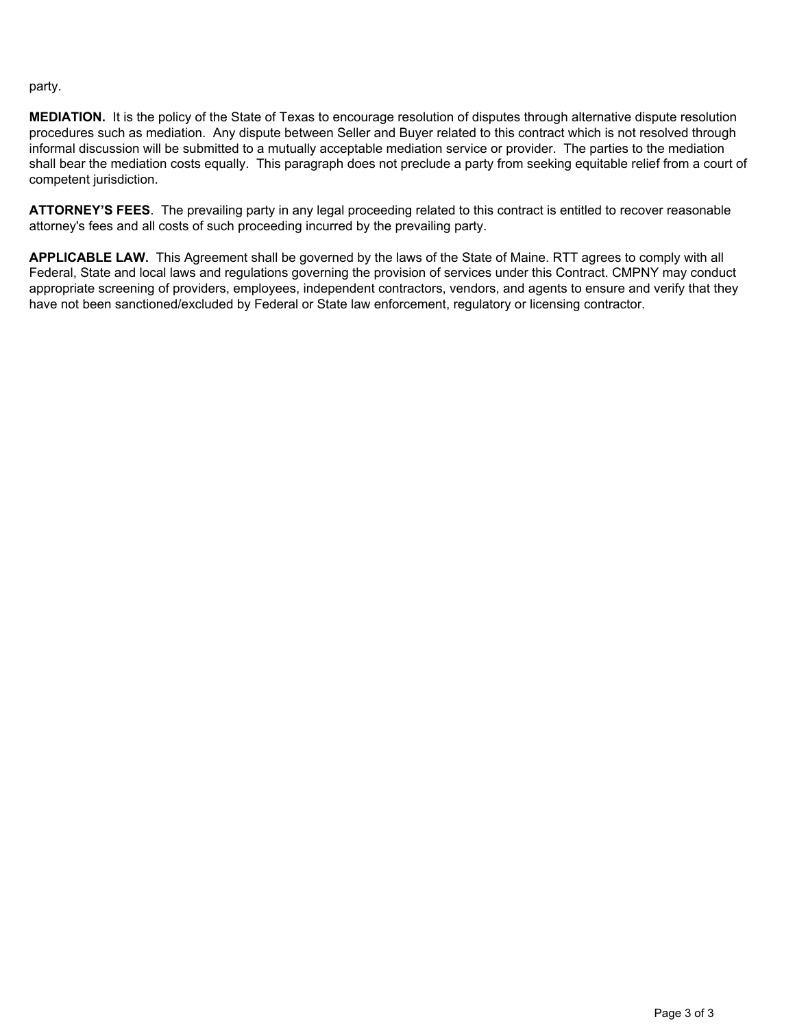party.

**MEDIATION.** It is the policy of the State of Texas to encourage resolution of disputes through alternative dispute resolution procedures such as mediation. Any dispute between Seller and Buyer related to this contract which is not resolved through informal discussion will be submitted to a mutually acceptable mediation service or provider. The parties to the mediation shall bear the mediation costs equally. This paragraph does not preclude a party from seeking equitable relief from a court of competent jurisdiction.

**ATTORNEY'S FEES**. The prevailing party in any legal proceeding related to this contract is entitled to recover reasonable attorney's fees and all costs of such proceeding incurred by the prevailing party.

**APPLICABLE LAW.** This Agreement shall be governed by the laws of the State of Maine. RTT agrees to comply with all Federal, State and local laws and regulations governing the provision of services under this Contract. CMPNY may conduct appropriate screening of providers, employees, independent contractors, vendors, and agents to ensure and verify that they have not been sanctioned/excluded by Federal or State law enforcement, regulatory or licensing contractor.